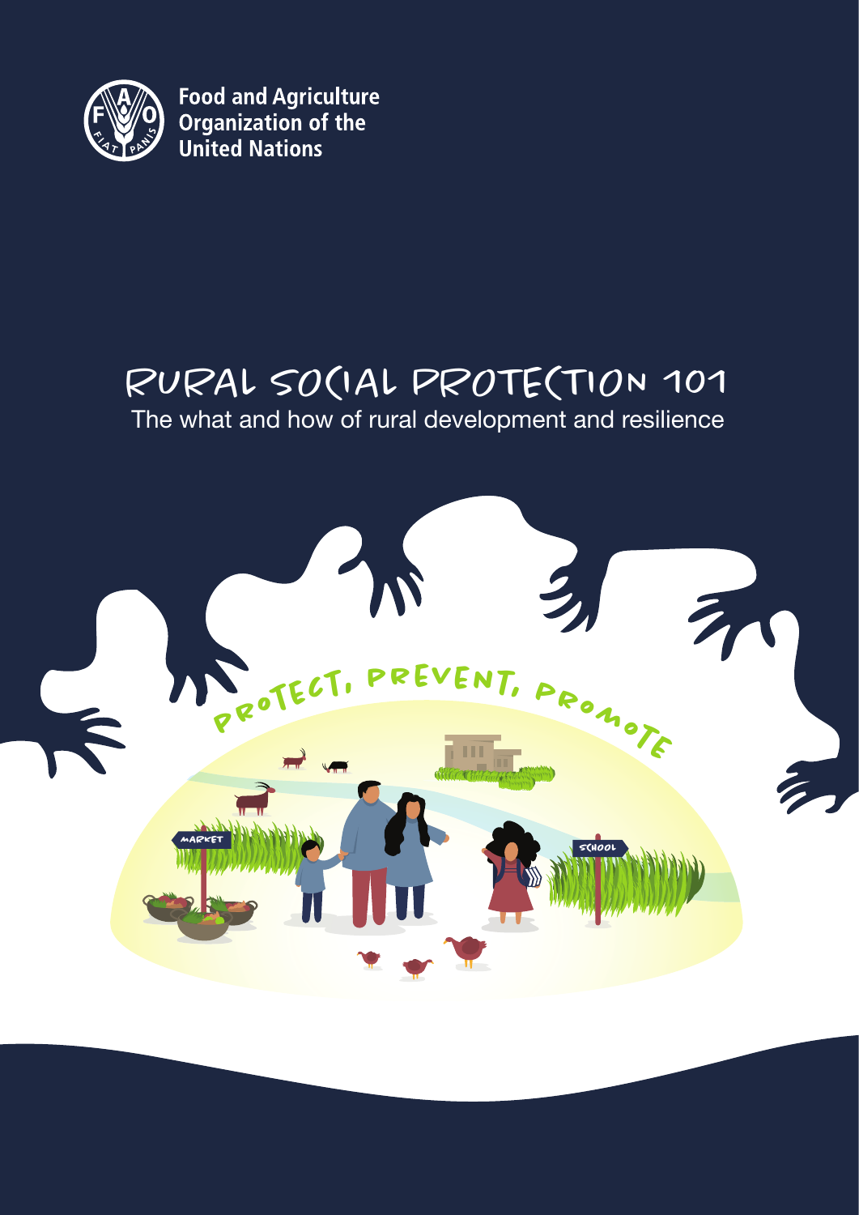Food and Agriculture Organization of the United Nations

# RURAL SOCIAL PROTECTION 101

## The what and how of rural development and resilience

PROTECT, PREVENT, PROMOTE

MARKET

SCHOOL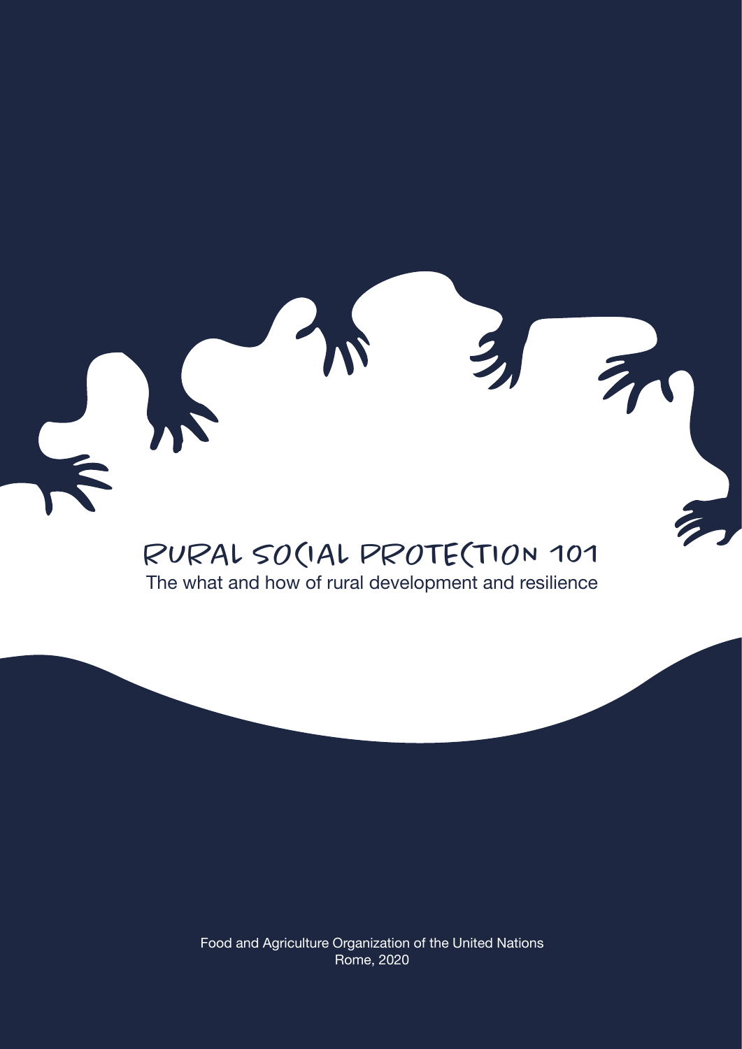# RURAL SOCIAL PROTECTION 101

The what and how of rural development and resilience

Food and Agriculture Organization of the United Nations
Rome, 2020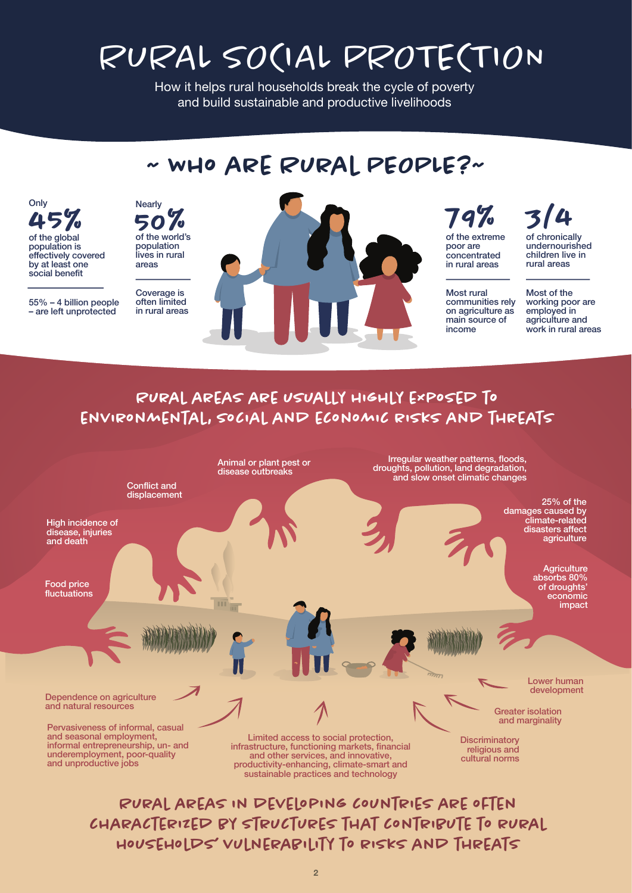# RURAL SOCIAL PROTECTION

How it helps rural households break the cycle of poverty and build sustainable and productive livelihoods

## ~ WHO ARE RURAL PEOPLE? ~

Only **45%** of the global population is effectively covered by at least one social benefit

55% – 4 billion people – are left unprotected

Nearly **50%** of the world's population lives in rural areas

Coverage is often limited in rural areas

**79%** of the extreme poor are concentrated in rural areas

Most rural communities rely on agriculture as main source of income

**3/4** of chronically undernourished children live in rural areas

Most of the working poor are employed in agriculture and work in rural areas

## RURAL AREAS ARE USUALLY HIGHLY EXPOSED TO ENVIRONMENTAL, SOCIAL AND ECONOMIC RISKS AND THREATS

- Food price fluctuations
- High incidence of disease, injuries and death
- Conflict and displacement
- Animal or plant pest or disease outbreaks
- Irregular weather patterns, floods, droughts, pollution, land degradation, and slow onset climatic changes
- 25% of the damages caused by climate-related disasters affect agriculture
- Agriculture absorbs 80% of droughts' economic impact

## RURAL AREAS IN DEVELOPING COUNTRIES ARE OFTEN CHARACTERIZED BY STRUCTURES THAT CONTRIBUTE TO RURAL HOUSEHOLDS' VULNERABILITY TO RISKS AND THREATS

- Dependence on agriculture and natural resources
- Pervasiveness of informal, casual and seasonal employment, informal entrepreneurship, un- and underemployment, poor-quality and unproductive jobs
- Limited access to social protection, infrastructure, functioning markets, financial and other services, and innovative, productivity-enhancing, climate-smart and sustainable practices and technology
- Discriminatory religious and cultural norms
- Greater isolation and marginality
- Lower human development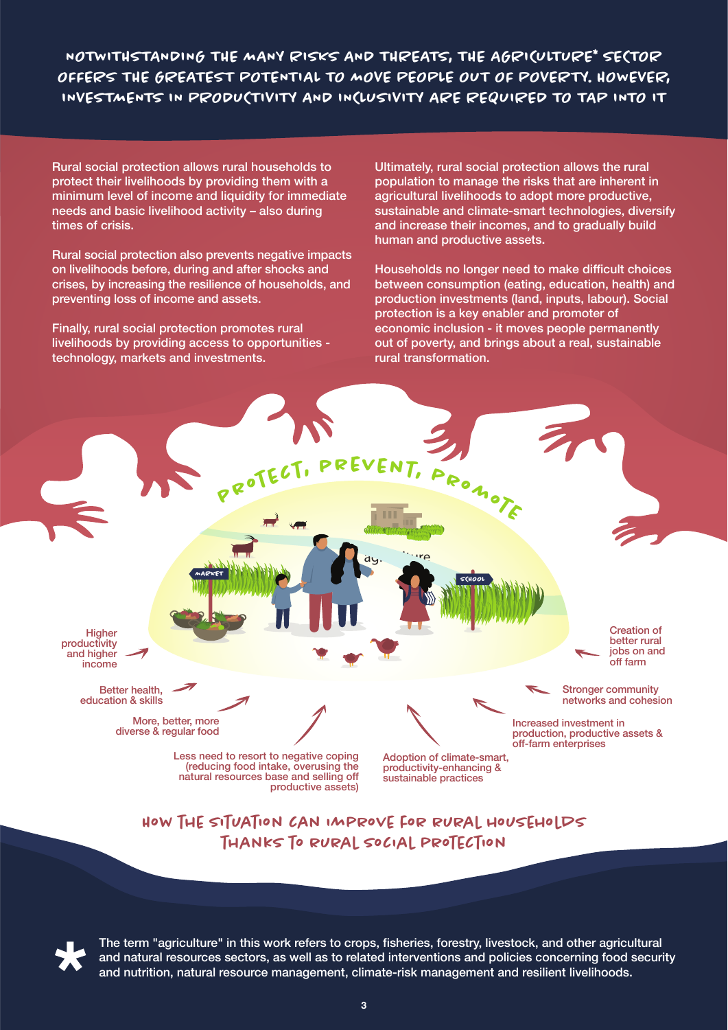# NOTWITHSTANDING THE MANY RISKS AND THREATS, THE AGRICULTURE* SECTOR OFFERS THE GREATEST POTENTIAL TO MOVE PEOPLE OUT OF POVERTY. HOWEVER, INVESTMENTS IN PRODUCTIVITY AND INCLUSIVITY ARE REQUIRED TO TAP INTO IT

Rural social protection allows rural households to protect their livelihoods by providing them with a minimum level of income and liquidity for immediate needs and basic livelihood activity – also during times of crisis.

Rural social protection also prevents negative impacts on livelihoods before, during and after shocks and crises, by increasing the resilience of households, and preventing loss of income and assets.

Finally, rural social protection promotes rural livelihoods by providing access to opportunities - technology, markets and investments.

Ultimately, rural social protection allows the rural population to manage the risks that are inherent in agricultural livelihoods to adopt more productive, sustainable and climate-smart technologies, diversify and increase their incomes, and to gradually build human and productive assets.

Households no longer need to make difficult choices between consumption (eating, education, health) and production investments (land, inputs, labour). Social protection is a key enabler and promoter of economic inclusion - it moves people permanently out of poverty, and brings about a real, sustainable rural transformation.

PROTECT, PREVENT, PROMOTE

MARKET

SCHOOL

- Higher productivity and higher income
- Better health, education & skills
- More, better, more diverse & regular food
- Less need to resort to negative coping (reducing food intake, overusing the natural resources base and selling off productive assets)
- Adoption of climate-smart, productivity-enhancing & sustainable practices
- Increased investment in production, productive assets & off-farm enterprises
- Stronger community networks and cohesion
- Creation of better rural jobs on and off farm

## HOW THE SITUATION CAN IMPROVE FOR RURAL HOUSEHOLDS THANKS TO RURAL SOCIAL PROTECTION

* The term "agriculture" in this work refers to crops, fisheries, forestry, livestock, and other agricultural and natural resources sectors, as well as to related interventions and policies concerning food security and nutrition, natural resource management, climate-risk management and resilient livelihoods.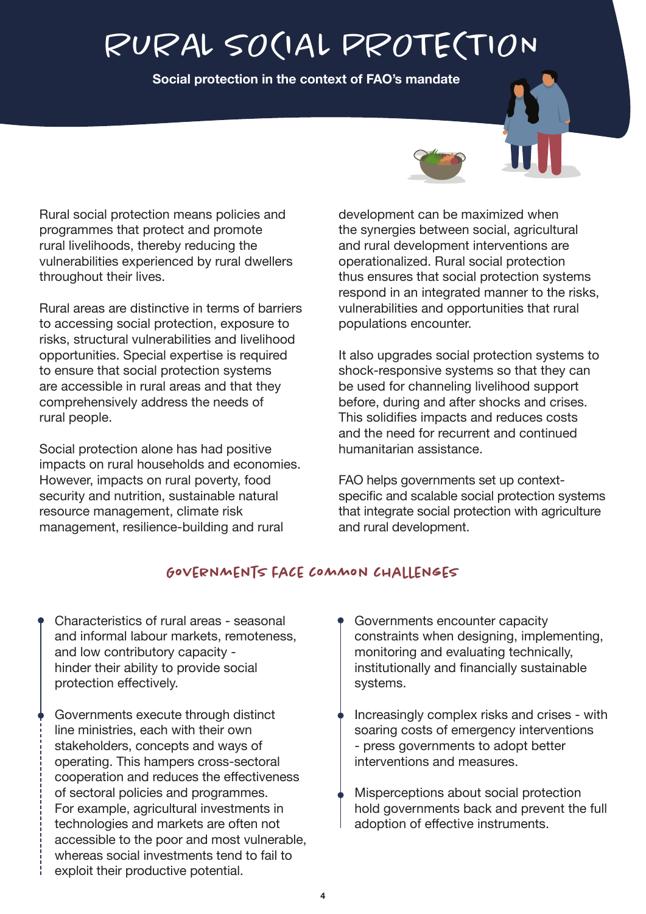# RURAL SOCIAL PROTECTION

**Social protection in the context of FAO's mandate**

Rural social protection means policies and programmes that protect and promote rural livelihoods, thereby reducing the vulnerabilities experienced by rural dwellers throughout their lives.

Rural areas are distinctive in terms of barriers to accessing social protection, exposure to risks, structural vulnerabilities and livelihood opportunities. Special expertise is required to ensure that social protection systems are accessible in rural areas and that they comprehensively address the needs of rural people.

Social protection alone has had positive impacts on rural households and economies. However, impacts on rural poverty, food security and nutrition, sustainable natural resource management, climate risk management, resilience-building and rural development can be maximized when the synergies between social, agricultural and rural development interventions are operationalized. Rural social protection thus ensures that social protection systems respond in an integrated manner to the risks, vulnerabilities and opportunities that rural populations encounter.

It also upgrades social protection systems to shock-responsive systems so that they can be used for channeling livelihood support before, during and after shocks and crises. This solidifies impacts and reduces costs and the need for recurrent and continued humanitarian assistance.

FAO helps governments set up context-specific and scalable social protection systems that integrate social protection with agriculture and rural development.

## GOVERNMENTS FACE COMMON CHALLENGES

- Characteristics of rural areas - seasonal and informal labour markets, remoteness, and low contributory capacity - hinder their ability to provide social protection effectively.
- Governments execute through distinct line ministries, each with their own stakeholders, concepts and ways of operating. This hampers cross-sectoral cooperation and reduces the effectiveness of sectoral policies and programmes. For example, agricultural investments in technologies and markets are often not accessible to the poor and most vulnerable, whereas social investments tend to fail to exploit their productive potential.
- Governments encounter capacity constraints when designing, implementing, monitoring and evaluating technically, institutionally and financially sustainable systems.
- Increasingly complex risks and crises - with soaring costs of emergency interventions - press governments to adopt better interventions and measures.
- Misperceptions about social protection hold governments back and prevent the full adoption of effective instruments.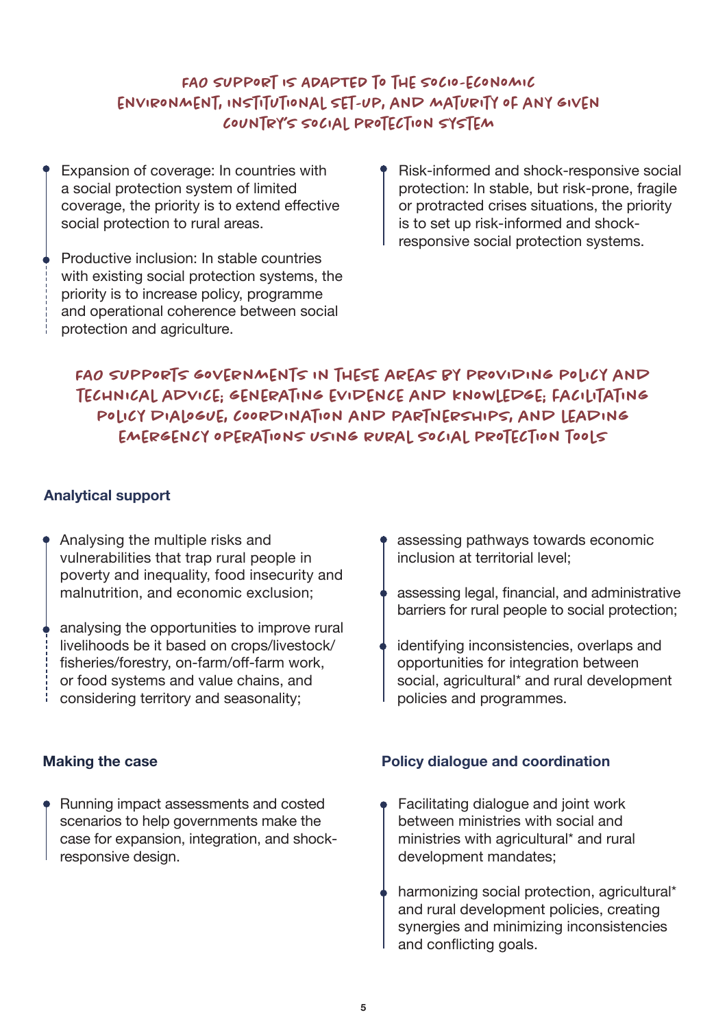## FAO SUPPORT IS ADAPTED TO THE SOCIO-ECONOMIC ENVIRONMENT, INSTITUTIONAL SET-UP, AND MATURITY OF ANY GIVEN COUNTRY'S SOCIAL PROTECTION SYSTEM

- Expansion of coverage: In countries with a social protection system of limited coverage, the priority is to extend effective social protection to rural areas.
- Productive inclusion: In stable countries with existing social protection systems, the priority is to increase policy, programme and operational coherence between social protection and agriculture.
- Risk-informed and shock-responsive social protection: In stable, but risk-prone, fragile or protracted crises situations, the priority is to set up risk-informed and shock-responsive social protection systems.

## FAO SUPPORTS GOVERNMENTS IN THESE AREAS BY PROVIDING POLICY AND TECHNICAL ADVICE; GENERATING EVIDENCE AND KNOWLEDGE; FACILITATING POLICY DIALOGUE, COORDINATION AND PARTNERSHIPS, AND LEADING EMERGENCY OPERATIONS USING RURAL SOCIAL PROTECTION TOOLS

### Analytical support

- Analysing the multiple risks and vulnerabilities that trap rural people in poverty and inequality, food insecurity and malnutrition, and economic exclusion;
- analysing the opportunities to improve rural livelihoods be it based on crops/livestock/fisheries/forestry, on-farm/off-farm work, or food systems and value chains, and considering territory and seasonality;
- assessing pathways towards economic inclusion at territorial level;
- assessing legal, financial, and administrative barriers for rural people to social protection;
- identifying inconsistencies, overlaps and opportunities for integration between social, agricultural* and rural development policies and programmes.

### Making the case

- Running impact assessments and costed scenarios to help governments make the case for expansion, integration, and shock-responsive design.

### Policy dialogue and coordination

- Facilitating dialogue and joint work between ministries with social and ministries with agricultural* and rural development mandates;
- harmonizing social protection, agricultural* and rural development policies, creating synergies and minimizing inconsistencies and conflicting goals.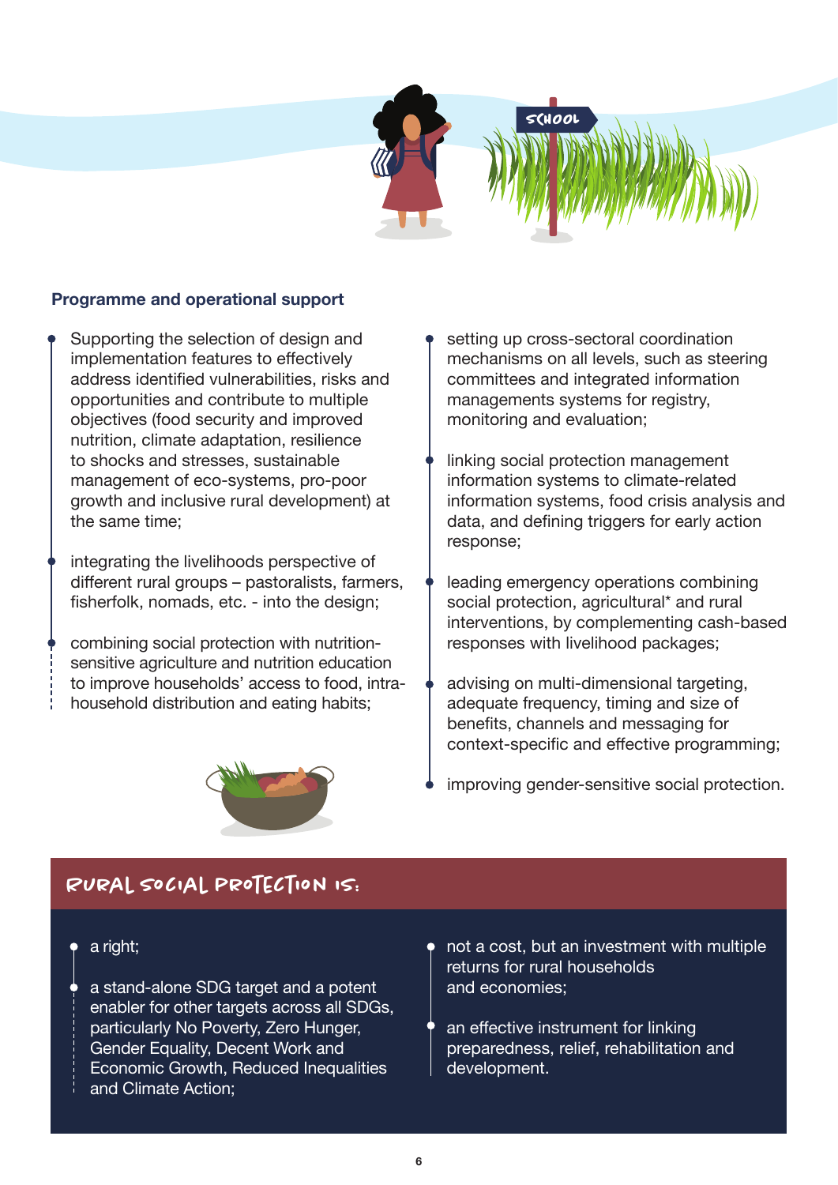## Programme and operational support

- Supporting the selection of design and implementation features to effectively address identified vulnerabilities, risks and opportunities and contribute to multiple objectives (food security and improved nutrition, climate adaptation, resilience to shocks and stresses, sustainable management of eco-systems, pro-poor growth and inclusive rural development) at the same time;
- integrating the livelihoods perspective of different rural groups – pastoralists, farmers, fisherfolk, nomads, etc. - into the design;
- combining social protection with nutrition-sensitive agriculture and nutrition education to improve households' access to food, intra-household distribution and eating habits;
- setting up cross-sectoral coordination mechanisms on all levels, such as steering committees and integrated information managements systems for registry, monitoring and evaluation;
- linking social protection management information systems to climate-related information systems, food crisis analysis and data, and defining triggers for early action response;
- leading emergency operations combining social protection, agricultural* and rural interventions, by complementing cash-based responses with livelihood packages;
- advising on multi-dimensional targeting, adequate frequency, timing and size of benefits, channels and messaging for context-specific and effective programming;
- improving gender-sensitive social protection.

## RURAL SOCIAL PROTECTION IS:

- a right;
- a stand-alone SDG target and a potent enabler for other targets across all SDGs, particularly No Poverty, Zero Hunger, Gender Equality, Decent Work and Economic Growth, Reduced Inequalities and Climate Action;
- not a cost, but an investment with multiple returns for rural households and economies;
- an effective instrument for linking preparedness, relief, rehabilitation and development.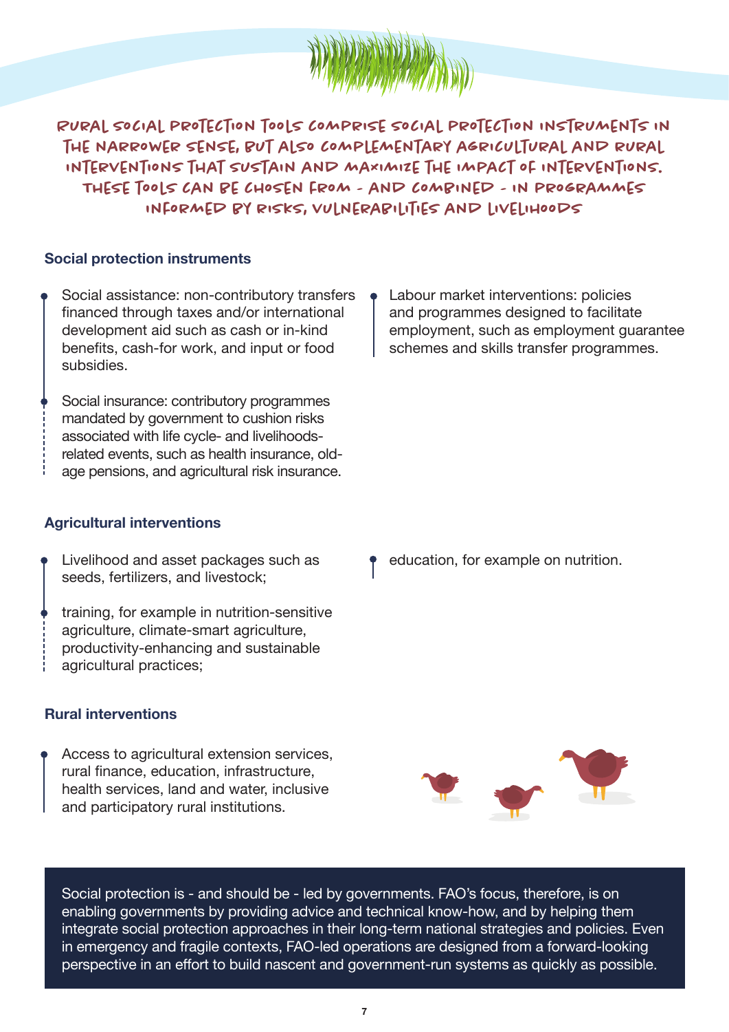**RURAL SOCIAL PROTECTION TOOLS COMPRISE SOCIAL PROTECTION INSTRUMENTS IN THE NARROWER SENSE, BUT ALSO COMPLEMENTARY AGRICULTURAL AND RURAL INTERVENTIONS THAT SUSTAIN AND MAXIMIZE THE IMPACT OF INTERVENTIONS. THESE TOOLS CAN BE CHOSEN FROM - AND COMBINED - IN PROGRAMMES INFORMED BY RISKS, VULNERABILITIES AND LIVELIHOODS**

### Social protection instruments

- Social assistance: non-contributory transfers financed through taxes and/or international development aid such as cash or in-kind benefits, cash-for work, and input or food subsidies.
- Social insurance: contributory programmes mandated by government to cushion risks associated with life cycle- and livelihoods-related events, such as health insurance, old-age pensions, and agricultural risk insurance.
- Labour market interventions: policies and programmes designed to facilitate employment, such as employment guarantee schemes and skills transfer programmes.

### Agricultural interventions

- Livelihood and asset packages such as seeds, fertilizers, and livestock;
- training, for example in nutrition-sensitive agriculture, climate-smart agriculture, productivity-enhancing and sustainable agricultural practices;
- education, for example on nutrition.

### Rural interventions

- Access to agricultural extension services, rural finance, education, infrastructure, health services, land and water, inclusive and participatory rural institutions.

Social protection is - and should be - led by governments. FAO's focus, therefore, is on enabling governments by providing advice and technical know-how, and by helping them integrate social protection approaches in their long-term national strategies and policies. Even in emergency and fragile contexts, FAO-led operations are designed from a forward-looking perspective in an effort to build nascent and government-run systems as quickly as possible.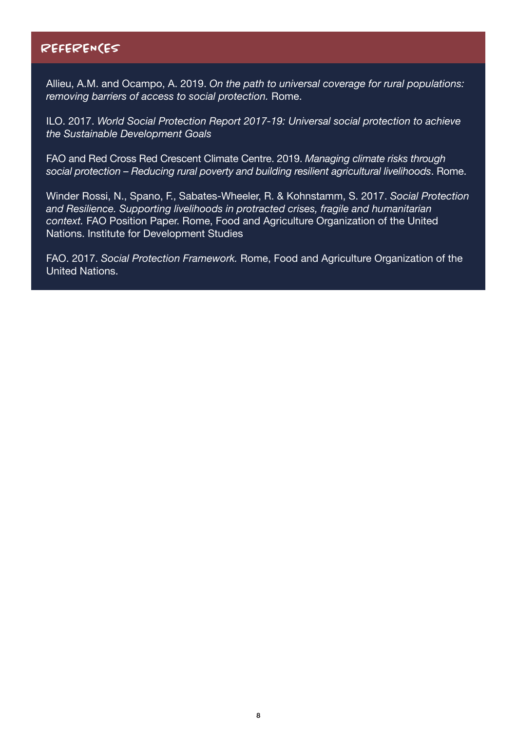## REFERENCES

Allieu, A.M. and Ocampo, A. 2019. *On the path to universal coverage for rural populations: removing barriers of access to social protection.* Rome.

ILO. 2017. *World Social Protection Report 2017-19: Universal social protection to achieve the Sustainable Development Goals*

FAO and Red Cross Red Crescent Climate Centre. 2019. *Managing climate risks through social protection – Reducing rural poverty and building resilient agricultural livelihoods*. Rome.

Winder Rossi, N., Spano, F., Sabates-Wheeler, R. & Kohnstamm, S. 2017. *Social Protection and Resilience. Supporting livelihoods in protracted crises, fragile and humanitarian context.* FAO Position Paper. Rome, Food and Agriculture Organization of the United Nations. Institute for Development Studies

FAO. 2017. *Social Protection Framework.* Rome, Food and Agriculture Organization of the United Nations.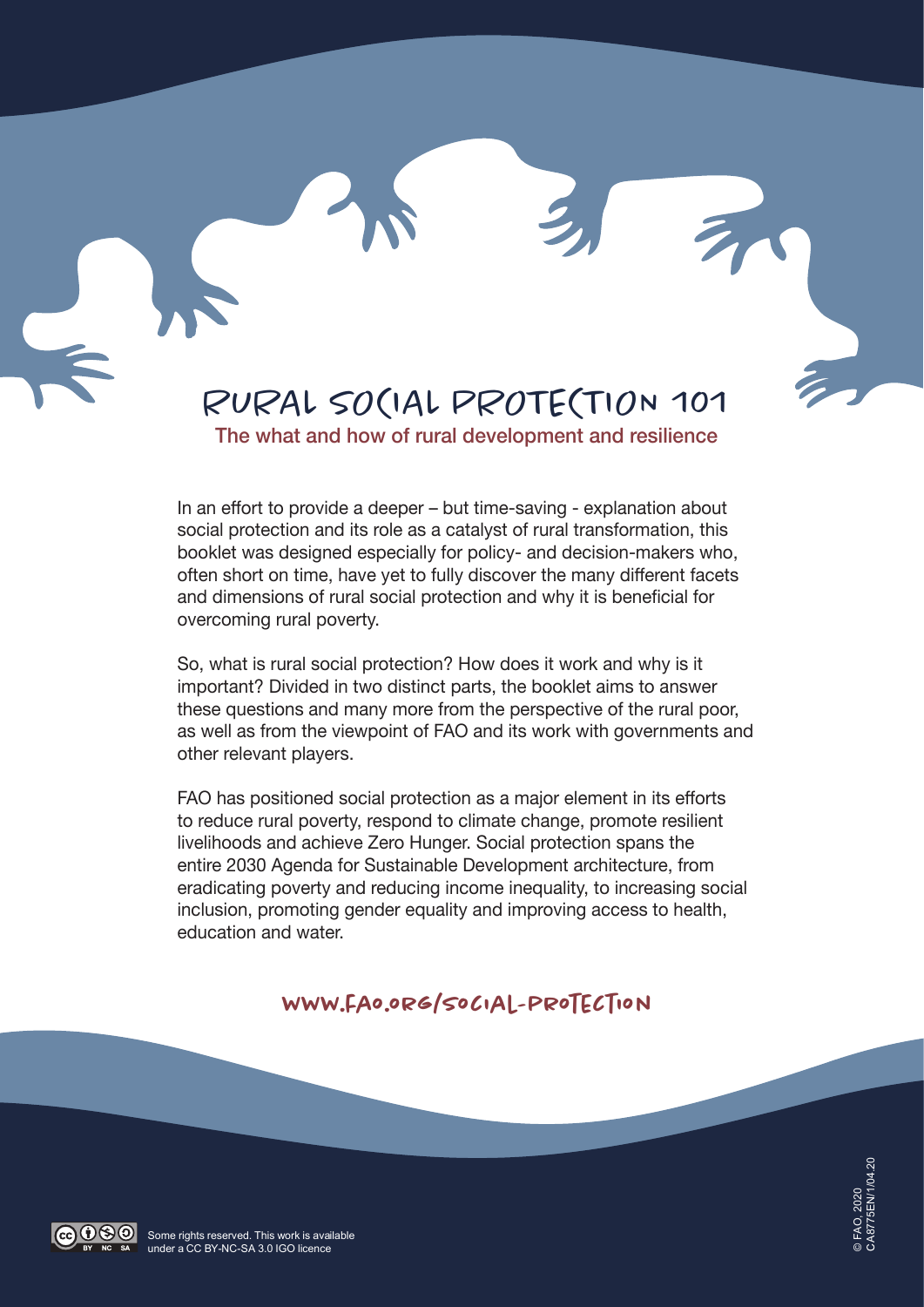# RURAL SOCIAL PROTECTION 101

**The what and how of rural development and resilience**

In an effort to provide a deeper – but time-saving - explanation about social protection and its role as a catalyst of rural transformation, this booklet was designed especially for policy- and decision-makers who, often short on time, have yet to fully discover the many different facets and dimensions of rural social protection and why it is beneficial for overcoming rural poverty.

So, what is rural social protection? How does it work and why is it important? Divided in two distinct parts, the booklet aims to answer these questions and many more from the perspective of the rural poor, as well as from the viewpoint of FAO and its work with governments and other relevant players.

FAO has positioned social protection as a major element in its efforts to reduce rural poverty, respond to climate change, promote resilient livelihoods and achieve Zero Hunger. Social protection spans the entire 2030 Agenda for Sustainable Development architecture, from eradicating poverty and reducing income inequality, to increasing social inclusion, promoting gender equality and improving access to health, education and water.

WWW.FAO.ORG/SOCIAL-PROTECTION

Some rights reserved. This work is available under a CC BY-NC-SA 3.0 IGO licence

© FAO, 2020
CA8775EN/1/04.20